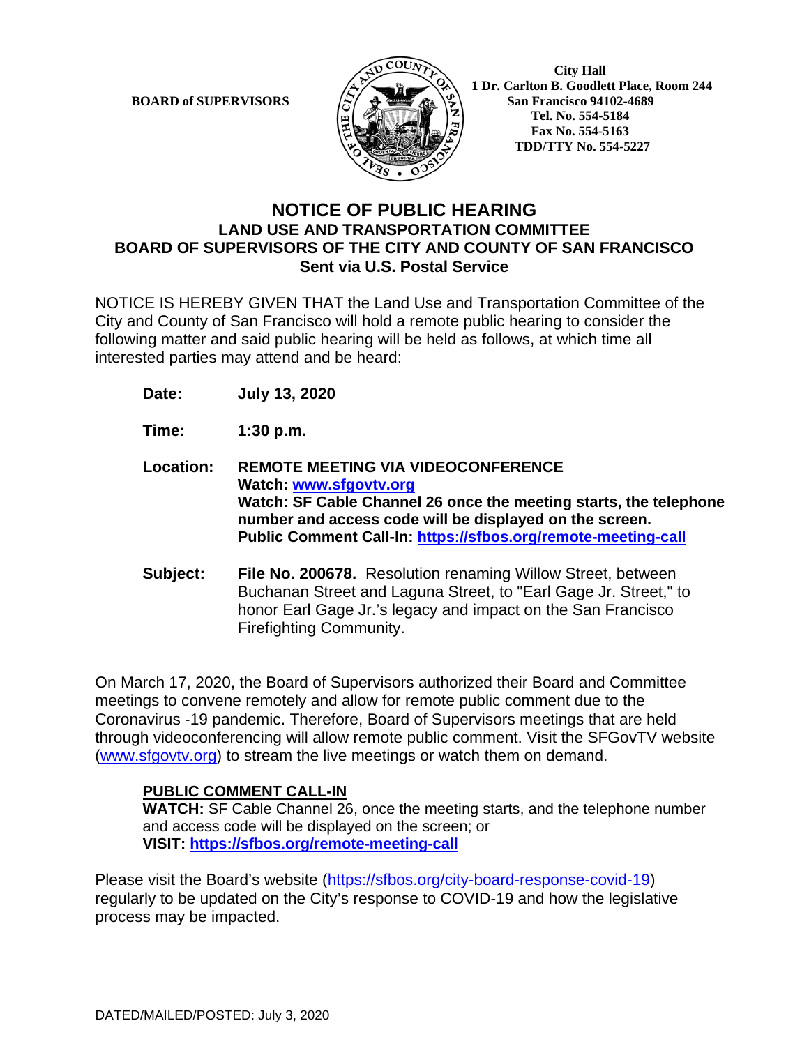**BOARD of SUPERVISORS**

**City Hall**
**1 Dr. Carlton B. Goodlett Place, Room 244**
**San Francisco 94102-4689**
**Tel. No. 554-5184**
**Fax No. 554-5163**
**TDD/TTY No. 554-5227**

# NOTICE OF PUBLIC HEARING
## LAND USE AND TRANSPORTATION COMMITTEE
## BOARD OF SUPERVISORS OF THE CITY AND COUNTY OF SAN FRANCISCO
## Sent via U.S. Postal Service

NOTICE IS HEREBY GIVEN THAT the Land Use and Transportation Committee of the City and County of San Francisco will hold a remote public hearing to consider the following matter and said public hearing will be held as follows, at which time all interested parties may attend and be heard:

**Date:** **July 13, 2020**

**Time:** **1:30 p.m.**

**Location:** **REMOTE MEETING VIA VIDEOCONFERENCE**
**Watch: www.sfgovtv.org**
**Watch: SF Cable Channel 26 once the meeting starts, the telephone number and access code will be displayed on the screen.**
**Public Comment Call-In: https://sfbos.org/remote-meeting-call**

**Subject:** **File No. 200678.** Resolution renaming Willow Street, between Buchanan Street and Laguna Street, to "Earl Gage Jr. Street," to honor Earl Gage Jr.'s legacy and impact on the San Francisco Firefighting Community.

On March 17, 2020, the Board of Supervisors authorized their Board and Committee meetings to convene remotely and allow for remote public comment due to the Coronavirus -19 pandemic. Therefore, Board of Supervisors meetings that are held through videoconferencing will allow remote public comment. Visit the SFGovTV website (www.sfgovtv.org) to stream the live meetings or watch them on demand.

**PUBLIC COMMENT CALL-IN**
**WATCH:** SF Cable Channel 26, once the meeting starts, and the telephone number and access code will be displayed on the screen; or
**VISIT: https://sfbos.org/remote-meeting-call**

Please visit the Board's website (https://sfbos.org/city-board-response-covid-19) regularly to be updated on the City's response to COVID-19 and how the legislative process may be impacted.

DATED/MAILED/POSTED: July 3, 2020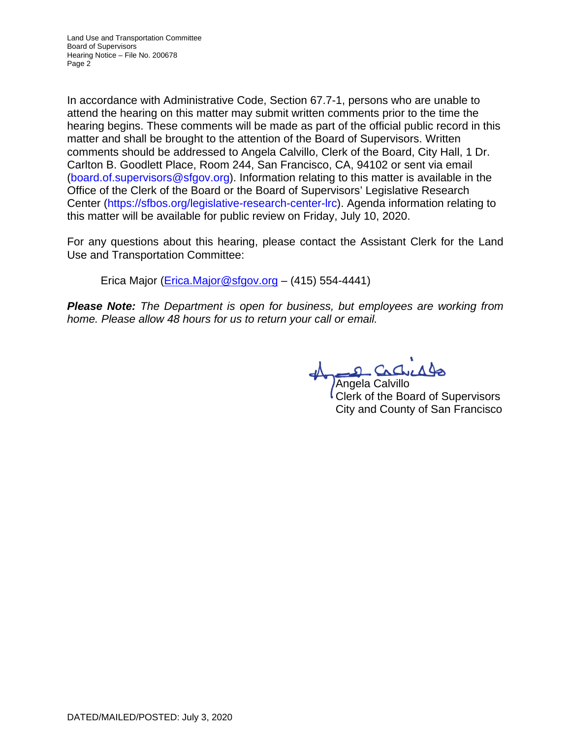In accordance with Administrative Code, Section 67.7-1, persons who are unable to attend the hearing on this matter may submit written comments prior to the time the hearing begins. These comments will be made as part of the official public record in this matter and shall be brought to the attention of the Board of Supervisors. Written comments should be addressed to Angela Calvillo, Clerk of the Board, City Hall, 1 Dr. Carlton B. Goodlett Place, Room 244, San Francisco, CA, 94102 or sent via email (board.of.supervisors@sfgov.org). Information relating to this matter is available in the Office of the Clerk of the Board or the Board of Supervisors' Legislative Research Center (https://sfbos.org/legislative-research-center-lrc). Agenda information relating to this matter will be available for public review on Friday, July 10, 2020.

For any questions about this hearing, please contact the Assistant Clerk for the Land Use and Transportation Committee:

Erica Major (Erica.Major@sfgov.org – (415) 554-4441)

***Please Note:*** *The Department is open for business, but employees are working from home. Please allow 48 hours for us to return your call or email.*

Angela Calvillo
Clerk of the Board of Supervisors
City and County of San Francisco

DATED/MAILED/POSTED: July 3, 2020